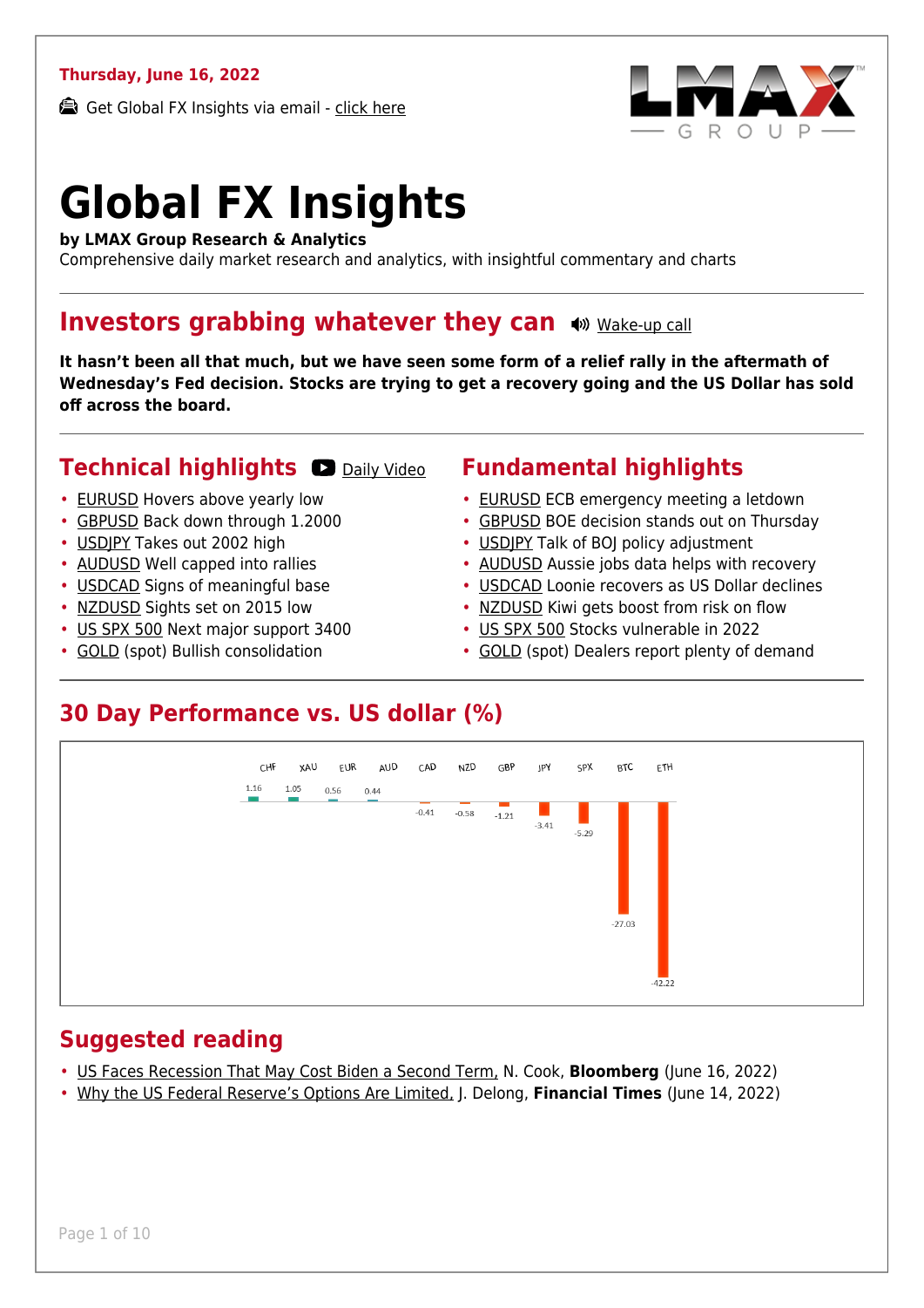**Thursday, June 16, 2022**

Get Global FX Insights via email - click here

# Global FX Insights

**by LMAX Group Research & Analytics**
Comprehensive daily market research and analytics, with insightful commentary and charts

## Investors grabbing whatever they can

Wake-up call

**It hasn't been all that much, but we have seen some form of a relief rally in the aftermath of Wednesday's Fed decision. Stocks are trying to get a recovery going and the US Dollar has sold off across the board.**

## Technical highlights

Daily Video

- EURUSD Hovers above yearly low
- GBPUSD Back down through 1.2000
- USDJPY Takes out 2002 high
- AUDUSD Well capped into rallies
- USDCAD Signs of meaningful base
- NZDUSD Sights set on 2015 low
- US SPX 500 Next major support 3400
- GOLD (spot) Bullish consolidation

## Fundamental highlights

- EURUSD ECB emergency meeting a letdown
- GBPUSD BOE decision stands out on Thursday
- USDJPY Talk of BOJ policy adjustment
- AUDUSD Aussie jobs data helps with recovery
- USDCAD Loonie recovers as US Dollar declines
- NZDUSD Kiwi gets boost from risk on flow
- US SPX 500 Stocks vulnerable in 2022
- GOLD (spot) Dealers report plenty of demand

## 30 Day Performance vs. US dollar (%)

| CHF | XAU | EUR | AUD | CAD | NZD | GBP | JPY | SPX | BTC | ETH |
|---|---|---|---|---|---|---|---|---|---|---|
| 1.16 | 1.05 | 0.56 | 0.44 | -0.41 | -0.58 | -1.21 | -3.41 | -5.29 | -27.03 | -42.22 |

## Suggested reading

- US Faces Recession That May Cost Biden a Second Term, N. Cook, **Bloomberg** (June 16, 2022)
- Why the US Federal Reserve's Options Are Limited, J. Delong, **Financial Times** (June 14, 2022)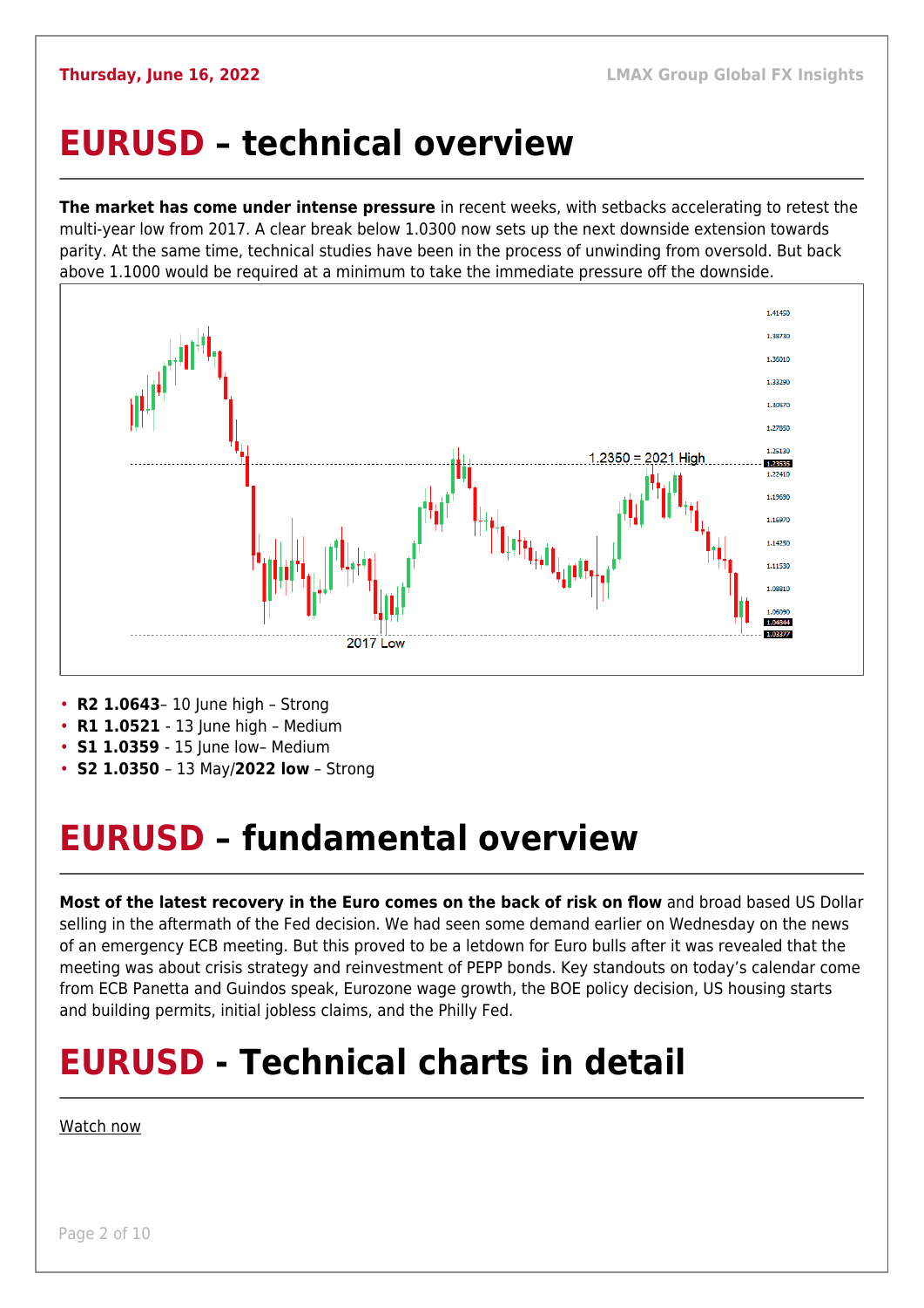# EURUSD – technical overview

**The market has come under intense pressure** in recent weeks, with setbacks accelerating to retest the multi-year low from 2017. A clear break below 1.0300 now sets up the next downside extension towards parity. At the same time, technical studies have been in the process of unwinding from oversold. But back above 1.1000 would be required at a minimum to take the immediate pressure off the downside.

- **R2 1.0643**– 10 June high – Strong
- **R1 1.0521** - 13 June high – Medium
- **S1 1.0359** - 15 June low– Medium
- **S2 1.0350** – 13 May/**2022 low** – Strong

# EURUSD – fundamental overview

**Most of the latest recovery in the Euro comes on the back of risk on flow** and broad based US Dollar selling in the aftermath of the Fed decision. We had seen some demand earlier on Wednesday on the news of an emergency ECB meeting. But this proved to be a letdown for Euro bulls after it was revealed that the meeting was about crisis strategy and reinvestment of PEPP bonds. Key standouts on today's calendar come from ECB Panetta and Guindos speak, Eurozone wage growth, the BOE policy decision, US housing starts and building permits, initial jobless claims, and the Philly Fed.

# EURUSD - Technical charts in detail

Watch now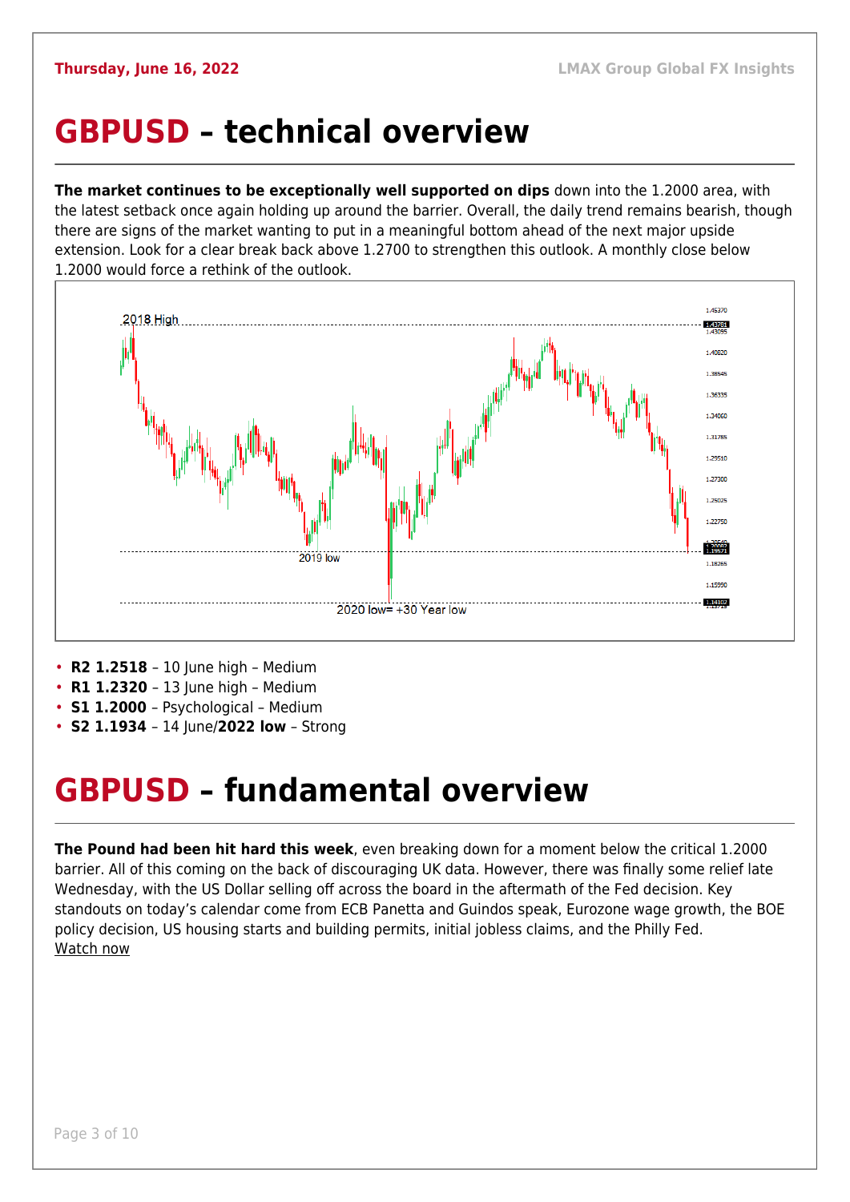# GBPUSD – technical overview

**The market continues to be exceptionally well supported on dips** down into the 1.2000 area, with the latest setback once again holding up around the barrier. Overall, the daily trend remains bearish, though there are signs of the market wanting to put in a meaningful bottom ahead of the next major upside extension. Look for a clear break back above 1.2700 to strengthen this outlook. A monthly close below 1.2000 would force a rethink of the outlook.

- **R2 1.2518** – 10 June high – Medium
- **R1 1.2320** – 13 June high – Medium
- **S1 1.2000** – Psychological – Medium
- **S2 1.1934** – 14 June/**2022 low** – Strong

# GBPUSD – fundamental overview

**The Pound had been hit hard this week**, even breaking down for a moment below the critical 1.2000 barrier. All of this coming on the back of discouraging UK data. However, there was finally some relief late Wednesday, with the US Dollar selling off across the board in the aftermath of the Fed decision. Key standouts on today's calendar come from ECB Panetta and Guindos speak, Eurozone wage growth, the BOE policy decision, US housing starts and building permits, initial jobless claims, and the Philly Fed.
Watch now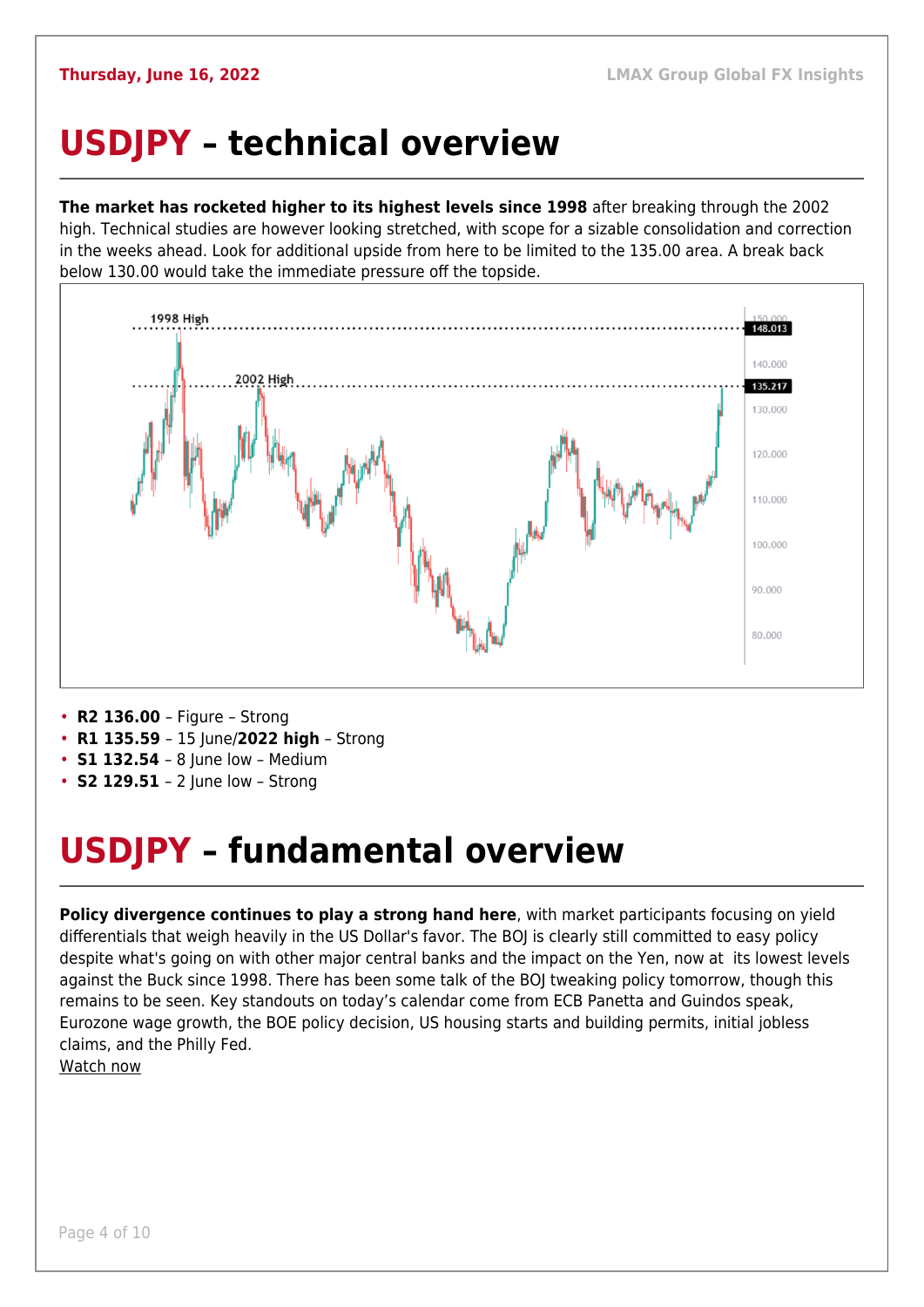# USDJPY – technical overview

**The market has rocketed higher to its highest levels since 1998** after breaking through the 2002 high. Technical studies are however looking stretched, with scope for a sizable consolidation and correction in the weeks ahead. Look for additional upside from here to be limited to the 135.00 area. A break back below 130.00 would take the immediate pressure off the topside.

- **R2 136.00** – Figure – Strong
- **R1 135.59** – 15 June/**2022 high** – Strong
- **S1 132.54** – 8 June low – Medium
- **S2 129.51** – 2 June low – Strong

# USDJPY – fundamental overview

**Policy divergence continues to play a strong hand here**, with market participants focusing on yield differentials that weigh heavily in the US Dollar's favor. The BOJ is clearly still committed to easy policy despite what's going on with other major central banks and the impact on the Yen, now at its lowest levels against the Buck since 1998. There has been some talk of the BOJ tweaking policy tomorrow, though this remains to be seen. Key standouts on today's calendar come from ECB Panetta and Guindos speak, Eurozone wage growth, the BOE policy decision, US housing starts and building permits, initial jobless claims, and the Philly Fed.

Watch now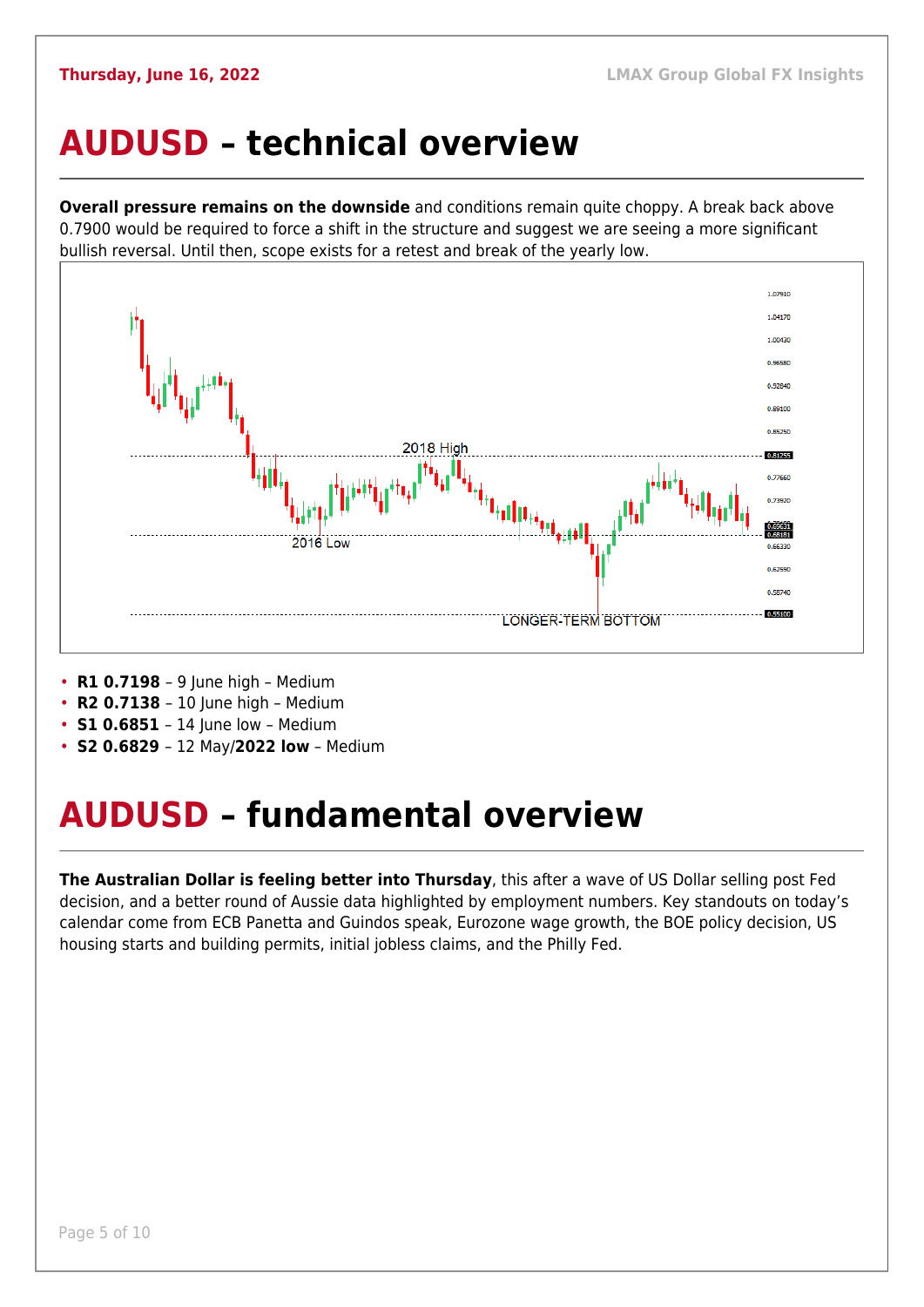# AUDUSD – technical overview

**Overall pressure remains on the downside** and conditions remain quite choppy. A break back above 0.7900 would be required to force a shift in the structure and suggest we are seeing a more significant bullish reversal. Until then, scope exists for a retest and break of the yearly low.

- **R1 0.7198** – 9 June high – Medium
- **R2 0.7138** – 10 June high – Medium
- **S1 0.6851** – 14 June low – Medium
- **S2 0.6829** – 12 May/**2022 low** – Medium

# AUDUSD – fundamental overview

**The Australian Dollar is feeling better into Thursday**, this after a wave of US Dollar selling post Fed decision, and a better round of Aussie data highlighted by employment numbers. Key standouts on today's calendar come from ECB Panetta and Guindos speak, Eurozone wage growth, the BOE policy decision, US housing starts and building permits, initial jobless claims, and the Philly Fed.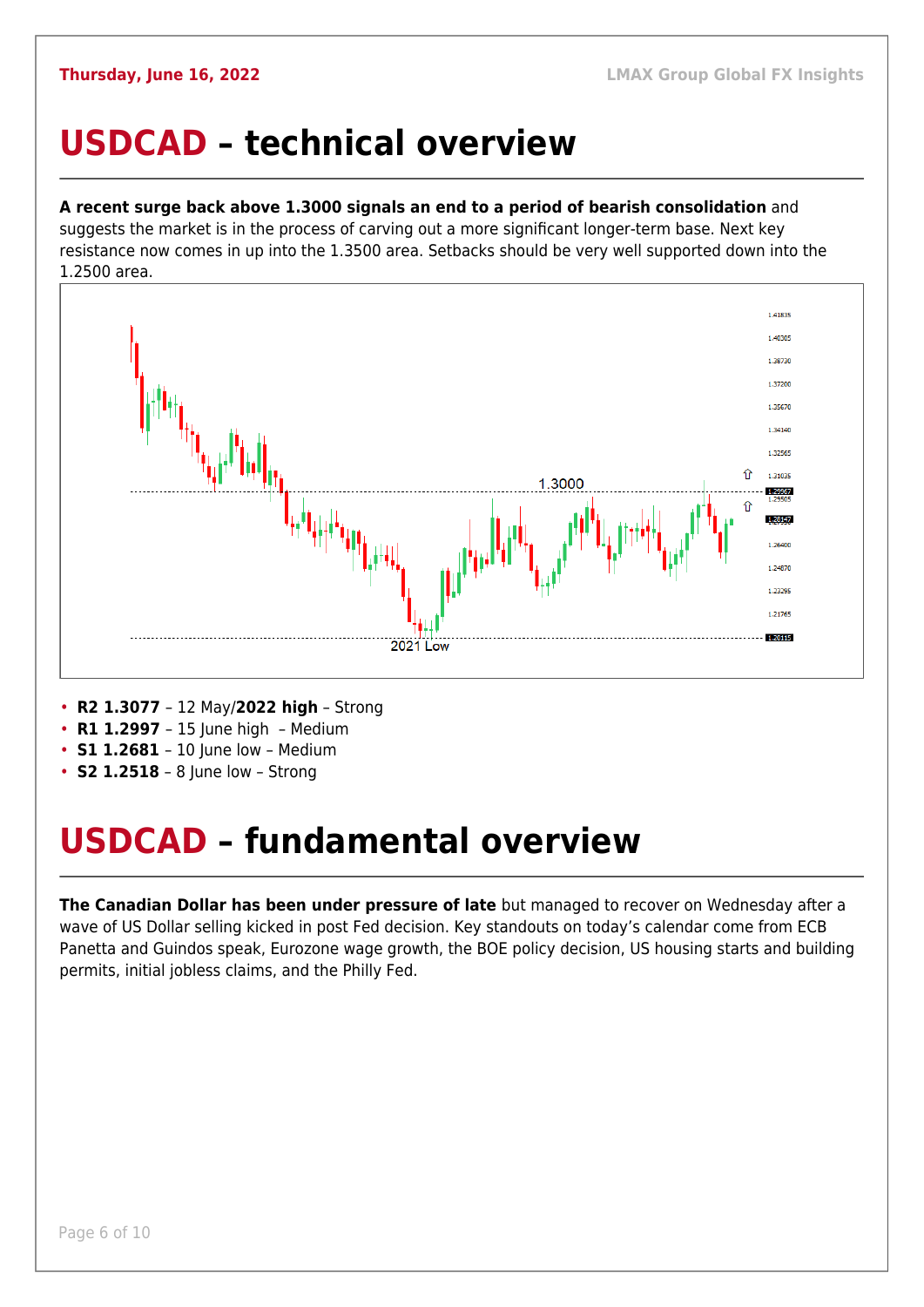# USDCAD – technical overview

**A recent surge back above 1.3000 signals an end to a period of bearish consolidation** and suggests the market is in the process of carving out a more significant longer-term base. Next key resistance now comes in up into the 1.3500 area. Setbacks should be very well supported down into the 1.2500 area.

- **R2 1.3077** – 12 May/**2022 high** – Strong
- **R1 1.2997** – 15 June high – Medium
- **S1 1.2681** – 10 June low – Medium
- **S2 1.2518** – 8 June low – Strong

# USDCAD – fundamental overview

**The Canadian Dollar has been under pressure of late** but managed to recover on Wednesday after a wave of US Dollar selling kicked in post Fed decision. Key standouts on today's calendar come from ECB Panetta and Guindos speak, Eurozone wage growth, the BOE policy decision, US housing starts and building permits, initial jobless claims, and the Philly Fed.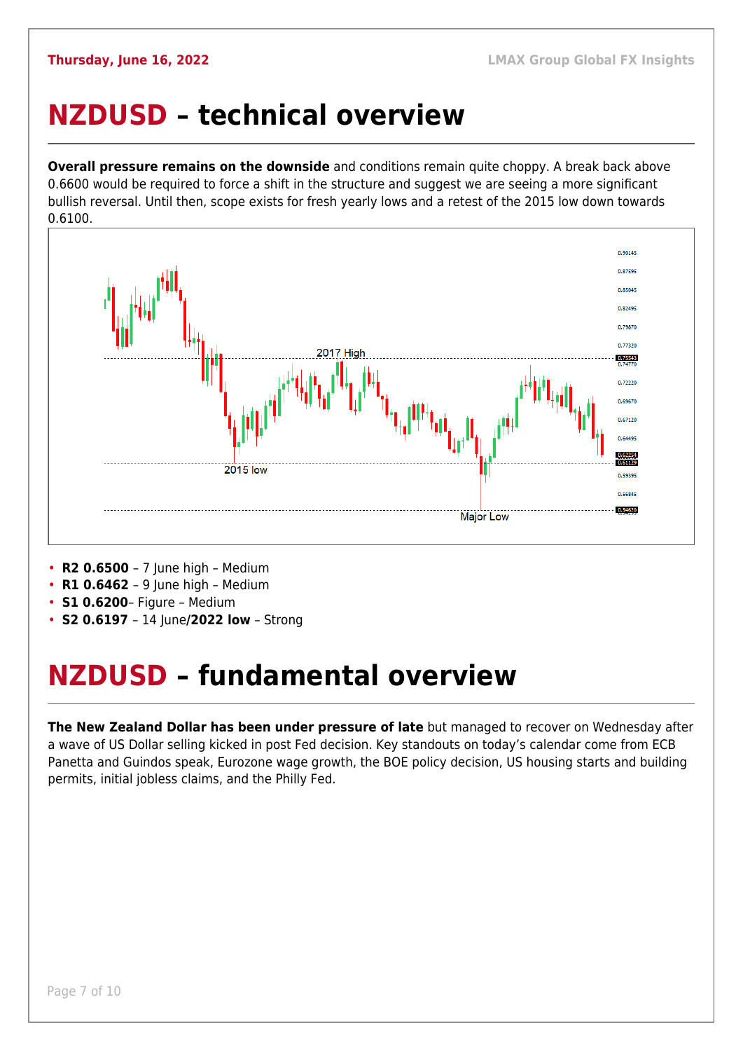# NZDUSD – technical overview

**Overall pressure remains on the downside** and conditions remain quite choppy. A break back above 0.6600 would be required to force a shift in the structure and suggest we are seeing a more significant bullish reversal. Until then, scope exists for fresh yearly lows and a retest of the 2015 low down towards 0.6100.

- **R2 0.6500** – 7 June high – Medium
- **R1 0.6462** – 9 June high – Medium
- **S1 0.6200**– Figure – Medium
- **S2 0.6197** – 14 June/**2022 low** – Strong

# NZDUSD – fundamental overview

**The New Zealand Dollar has been under pressure of late** but managed to recover on Wednesday after a wave of US Dollar selling kicked in post Fed decision. Key standouts on today's calendar come from ECB Panetta and Guindos speak, Eurozone wage growth, the BOE policy decision, US housing starts and building permits, initial jobless claims, and the Philly Fed.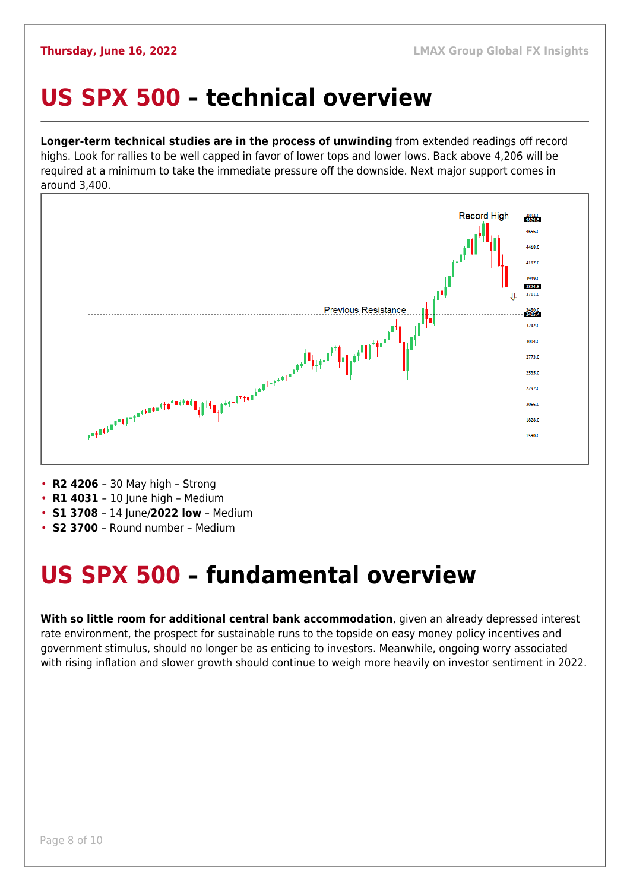# US SPX 500 – technical overview

**Longer-term technical studies are in the process of unwinding** from extended readings off record highs. Look for rallies to be well capped in favor of lower tops and lower lows. Back above 4,206 will be required at a minimum to take the immediate pressure off the downside. Next major support comes in around 3,400.

- **R2 4206** – 30 May high – Strong
- **R1 4031** – 10 June high – Medium
- **S1 3708** – 14 June/**2022 low** – Medium
- **S2 3700** – Round number – Medium

# US SPX 500 – fundamental overview

**With so little room for additional central bank accommodation**, given an already depressed interest rate environment, the prospect for sustainable runs to the topside on easy money policy incentives and government stimulus, should no longer be as enticing to investors. Meanwhile, ongoing worry associated with rising inflation and slower growth should continue to weigh more heavily on investor sentiment in 2022.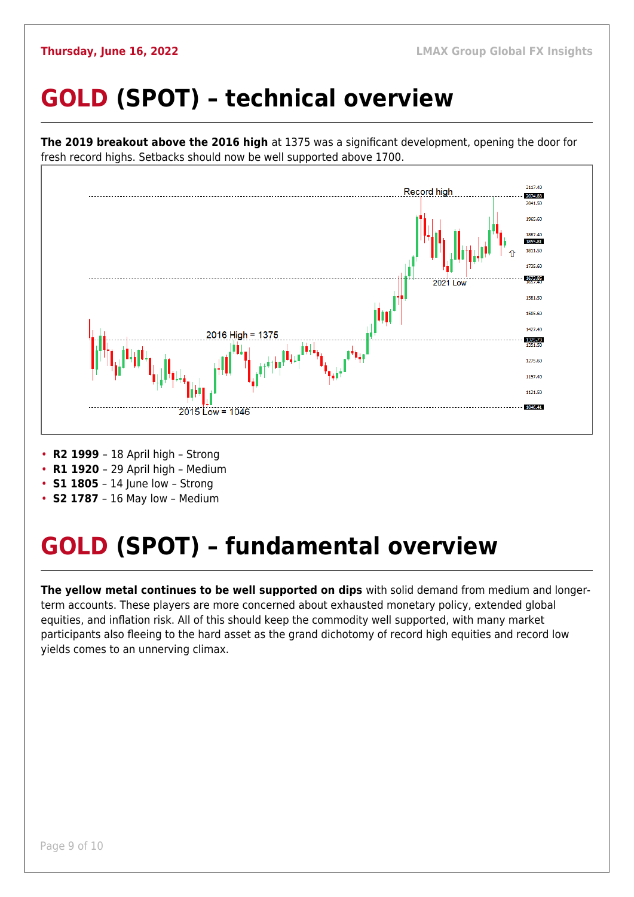# **GOLD** (SPOT) – technical overview

**The 2019 breakout above the 2016 high** at 1375 was a significant development, opening the door for fresh record highs. Setbacks should now be well supported above 1700.

- **R2 1999** – 18 April high – Strong
- **R1 1920** – 29 April high – Medium
- **S1 1805** – 14 June low – Strong
- **S2 1787** – 16 May low – Medium

# **GOLD** (SPOT) – fundamental overview

**The yellow metal continues to be well supported on dips** with solid demand from medium and longer-term accounts. These players are more concerned about exhausted monetary policy, extended global equities, and inflation risk. All of this should keep the commodity well supported, with many market participants also fleeing to the hard asset as the grand dichotomy of record high equities and record low yields comes to an unnerving climax.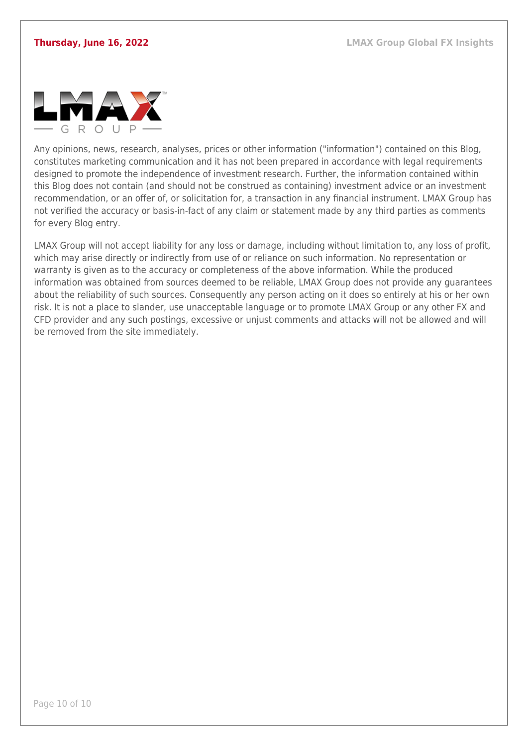Any opinions, news, research, analyses, prices or other information ("information") contained on this Blog, constitutes marketing communication and it has not been prepared in accordance with legal requirements designed to promote the independence of investment research. Further, the information contained within this Blog does not contain (and should not be construed as containing) investment advice or an investment recommendation, or an offer of, or solicitation for, a transaction in any financial instrument. LMAX Group has not verified the accuracy or basis-in-fact of any claim or statement made by any third parties as comments for every Blog entry.

LMAX Group will not accept liability for any loss or damage, including without limitation to, any loss of profit, which may arise directly or indirectly from use of or reliance on such information. No representation or warranty is given as to the accuracy or completeness of the above information. While the produced information was obtained from sources deemed to be reliable, LMAX Group does not provide any guarantees about the reliability of such sources. Consequently any person acting on it does so entirely at his or her own risk. It is not a place to slander, use unacceptable language or to promote LMAX Group or any other FX and CFD provider and any such postings, excessive or unjust comments and attacks will not be allowed and will be removed from the site immediately.